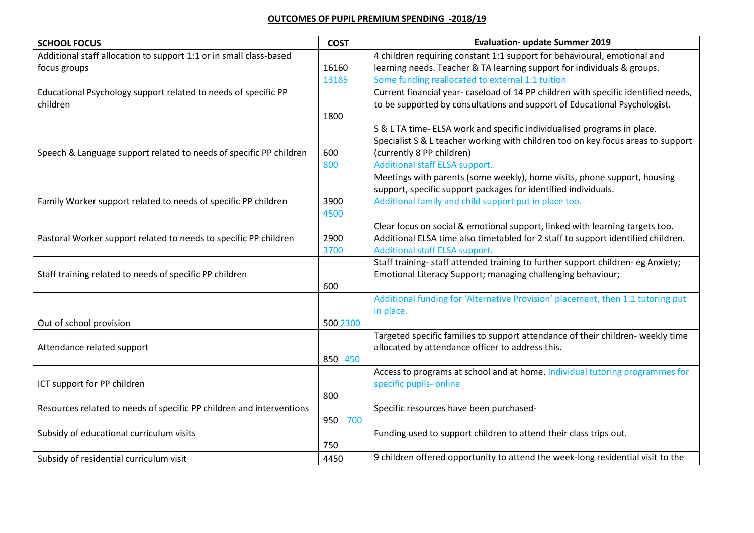# OUTCOMES OF PUPIL PREMIUM SPENDING -2018/19

| SCHOOL FOCUS | COST | Evaluation- update Summer 2019 |
|---|---|---|
| Additional staff allocation to support 1:1 or in small class-based focus groups | 16160 13185 | 4 children requiring constant 1:1 support for behavioural, emotional and learning needs. Teacher & TA learning support for individuals & groups. Some funding reallocated to external 1:1 tuition |
| Educational Psychology support related to needs of specific PP children | 1800 | Current financial year- caseload of 14 PP children with specific identified needs, to be supported by consultations and support of Educational Psychologist. |
| Speech & Language support related to needs of specific PP children | 600 800 | S & L TA time- ELSA work and specific individualised programs in place. Specialist S & L teacher working with children too on key focus areas to support (currently 8 PP children) Additional staff ELSA support. |
| Family Worker support related to needs of specific PP children | 3900 4500 | Meetings with parents (some weekly), home visits, phone support, housing support, specific support packages for identified individuals. Additional family and child support put in place too. |
| Pastoral Worker support related to needs to specific PP children | 2900 3700 | Clear focus on social & emotional support, linked with learning targets too. Additional ELSA time also timetabled for 2 staff to support identified children. Additional staff ELSA support. |
| Staff training related to needs of specific PP children | 600 | Staff training- staff attended training to further support children- eg Anxiety; Emotional Literacy Support; managing challenging behaviour; |
| Out of school provision | 500 2300 | Additional funding for 'Alternative Provision' placement, then 1:1 tutoring put in place. |
| Attendance related support | 850 450 | Targeted specific families to support attendance of their children- weekly time allocated by attendance officer to address this. |
| ICT support for PP children | 800 | Access to programs at school and at home. Individual tutoring programmes for specific pupils- online |
| Resources related to needs of specific PP children and interventions | 950 700 | Specific resources have been purchased- |
| Subsidy of educational curriculum visits | 750 | Funding used to support children to attend their class trips out. |
| Subsidy of residential curriculum visit | 4450 | 9 children offered opportunity to attend the week-long residential visit to the |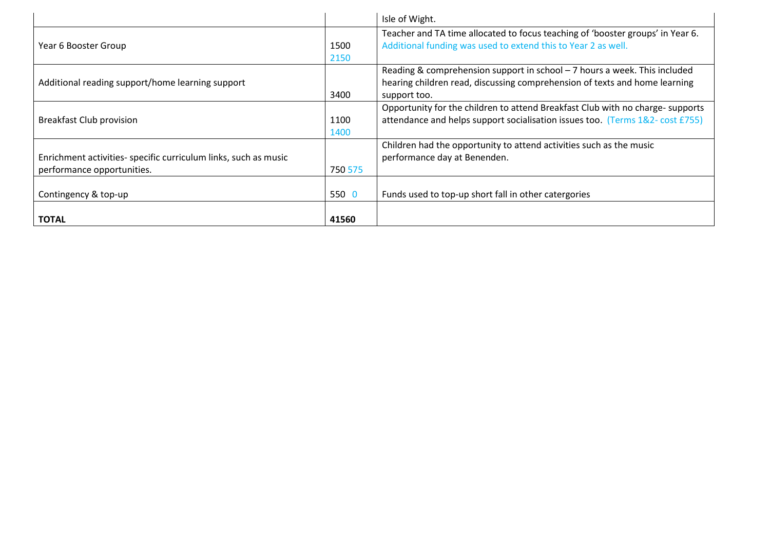| | | |
|---|---|---|
| | | Isle of Wight. |
| Year 6 Booster Group | 1500 2150 | Teacher and TA time allocated to focus teaching of 'booster groups' in Year 6. Additional funding was used to extend this to Year 2 as well. |
| Additional reading support/home learning support | 3400 | Reading & comprehension support in school – 7 hours a week. This included hearing children read, discussing comprehension of texts and home learning support too. |
| Breakfast Club provision | 1100 1400 | Opportunity for the children to attend Breakfast Club with no charge- supports attendance and helps support socialisation issues too. (Terms 1&2- cost £755) |
| Enrichment activities- specific curriculum links, such as music performance opportunities. | 750 575 | Children had the opportunity to attend activities such as the music performance day at Benenden. |
| Contingency & top-up | 550 0 | Funds used to top-up short fall in other catergories |
| **TOTAL** | **41560** | |